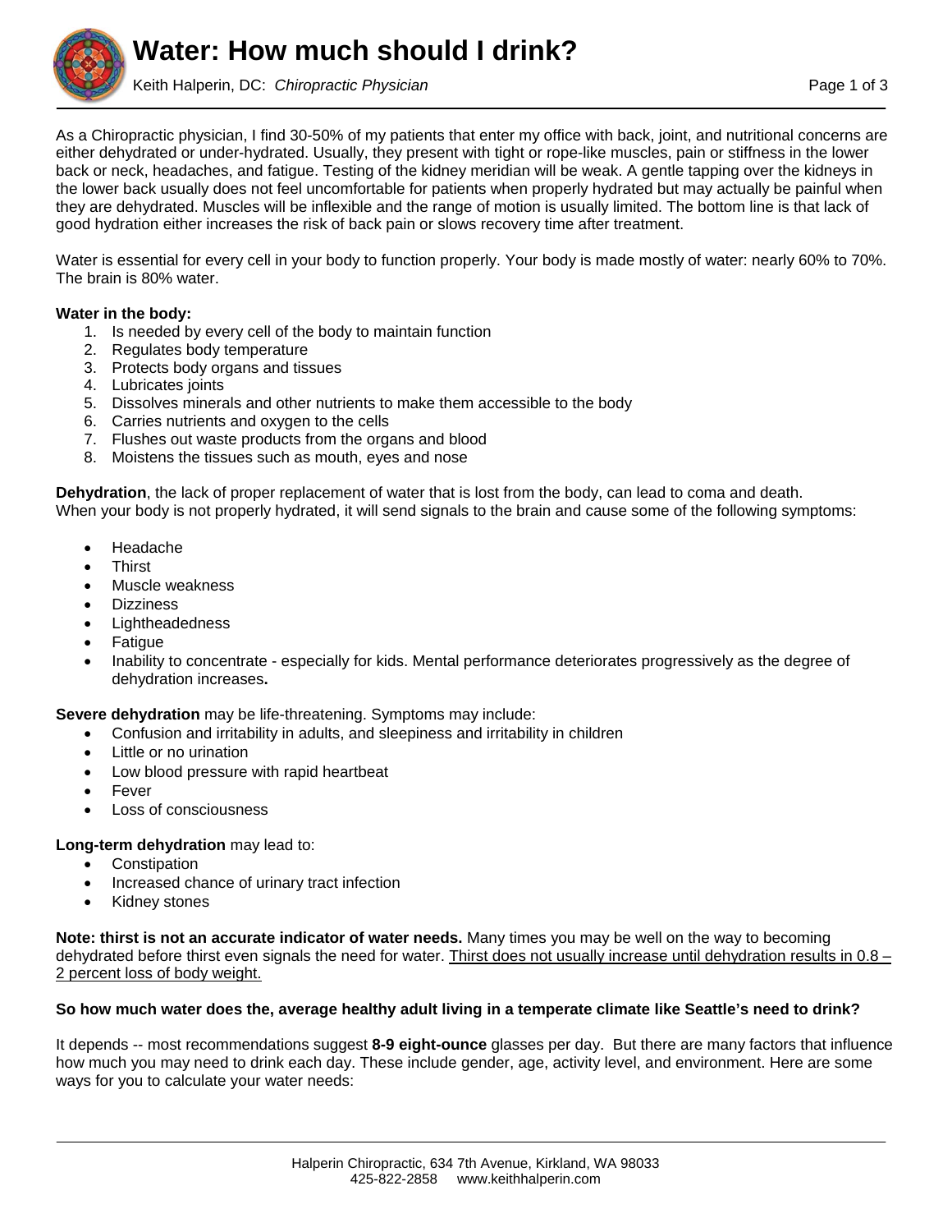# Water: How much should I drink?

Keith Halperin, DC: *Chiropractic Physician*

As a Chiropractic physician, I find 30-50% of my patients that enter my office with back, joint, and nutritional concerns are either dehydrated or under-hydrated. Usually, they present with tight or rope-like muscles, pain or stiffness in the lower back or neck, headaches, and fatigue. Testing of the kidney meridian will be weak. A gentle tapping over the kidneys in the lower back usually does not feel uncomfortable for patients when properly hydrated but may actually be painful when they are dehydrated. Muscles will be inflexible and the range of motion is usually limited. The bottom line is that lack of good hydration either increases the risk of back pain or slows recovery time after treatment.

Water is essential for every cell in your body to function properly. Your body is made mostly of water: nearly 60% to 70%. The brain is 80% water.

**Water in the body:**

1. Is needed by every cell of the body to maintain function
2. Regulates body temperature
3. Protects body organs and tissues
4. Lubricates joints
5. Dissolves minerals and other nutrients to make them accessible to the body
6. Carries nutrients and oxygen to the cells
7. Flushes out waste products from the organs and blood
8. Moistens the tissues such as mouth, eyes and nose

**Dehydration**, the lack of proper replacement of water that is lost from the body, can lead to coma and death. When your body is not properly hydrated, it will send signals to the brain and cause some of the following symptoms:

- Headache
- Thirst
- Muscle weakness
- Dizziness
- Lightheadedness
- Fatigue
- Inability to concentrate - especially for kids. Mental performance deteriorates progressively as the degree of dehydration increases**.**

**Severe dehydration** may be life-threatening. Symptoms may include:

- Confusion and irritability in adults, and sleepiness and irritability in children
- Little or no urination
- Low blood pressure with rapid heartbeat
- Fever
- Loss of consciousness

**Long-term dehydration** may lead to:

- Constipation
- Increased chance of urinary tract infection
- Kidney stones

**Note: thirst is not an accurate indicator of water needs.** Many times you may be well on the way to becoming dehydrated before thirst even signals the need for water. <u>Thirst does not usually increase until dehydration results in 0.8 – 2 percent loss of body weight.</u>

**So how much water does the, average healthy adult living in a temperate climate like Seattle's need to drink?**

It depends -- most recommendations suggest **8-9 eight-ounce** glasses per day. But there are many factors that influence how much you may need to drink each day. These include gender, age, activity level, and environment. Here are some ways for you to calculate your water needs: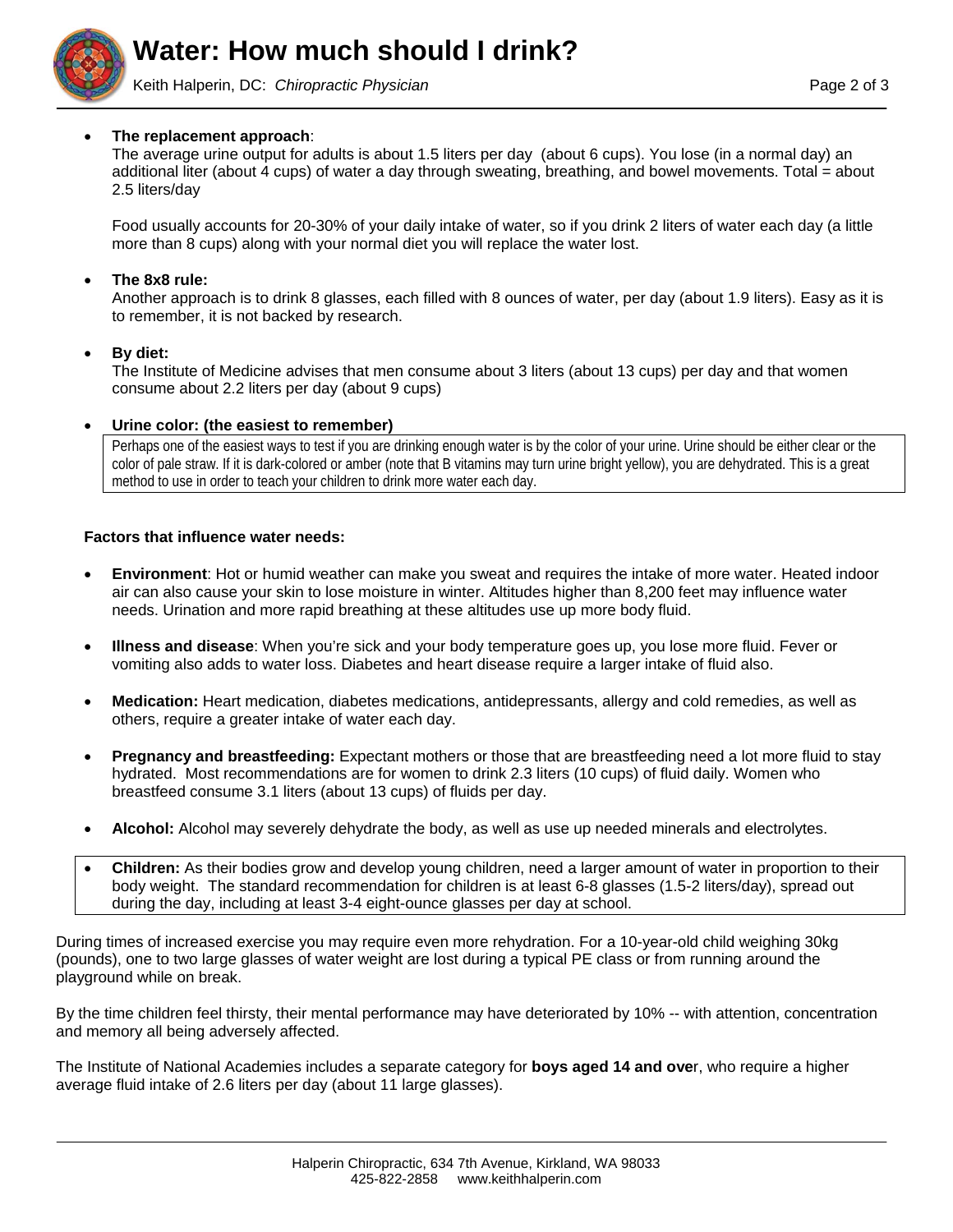- **The replacement approach**:
  The average urine output for adults is about 1.5 liters per day (about 6 cups). You lose (in a normal day) an additional liter (about 4 cups) of water a day through sweating, breathing, and bowel movements. Total = about 2.5 liters/day

  Food usually accounts for 20-30% of your daily intake of water, so if you drink 2 liters of water each day (a little more than 8 cups) along with your normal diet you will replace the water lost.

- **The 8x8 rule:**
  Another approach is to drink 8 glasses, each filled with 8 ounces of water, per day (about 1.9 liters). Easy as it is to remember, it is not backed by research.

- **By diet:**
  The Institute of Medicine advises that men consume about 3 liters (about 13 cups) per day and that women consume about 2.2 liters per day (about 9 cups)

- **Urine color: (the easiest to remember)**
  Perhaps one of the easiest ways to test if you are drinking enough water is by the color of your urine. Urine should be either clear or the color of pale straw. If it is dark-colored or amber (note that B vitamins may turn urine bright yellow), you are dehydrated. This is a great method to use in order to teach your children to drink more water each day.

**Factors that influence water needs:**

- **Environment**: Hot or humid weather can make you sweat and requires the intake of more water. Heated indoor air can also cause your skin to lose moisture in winter. Altitudes higher than 8,200 feet may influence water needs. Urination and more rapid breathing at these altitudes use up more body fluid.

- **Illness and disease**: When you're sick and your body temperature goes up, you lose more fluid. Fever or vomiting also adds to water loss. Diabetes and heart disease require a larger intake of fluid also.

- **Medication:** Heart medication, diabetes medications, antidepressants, allergy and cold remedies, as well as others, require a greater intake of water each day.

- **Pregnancy and breastfeeding:** Expectant mothers or those that are breastfeeding need a lot more fluid to stay hydrated. Most recommendations are for women to drink 2.3 liters (10 cups) of fluid daily. Women who breastfeed consume 3.1 liters (about 13 cups) of fluids per day.

- **Alcohol:** Alcohol may severely dehydrate the body, as well as use up needed minerals and electrolytes.

- **Children:** As their bodies grow and develop young children, need a larger amount of water in proportion to their body weight. The standard recommendation for children is at least 6-8 glasses (1.5-2 liters/day), spread out during the day, including at least 3-4 eight-ounce glasses per day at school.

During times of increased exercise you may require even more rehydration. For a 10-year-old child weighing 30kg (pounds), one to two large glasses of water weight are lost during a typical PE class or from running around the playground while on break.

By the time children feel thirsty, their mental performance may have deteriorated by 10% -- with attention, concentration and memory all being adversely affected.

The Institute of National Academies includes a separate category for **boys aged 14 and ove**r, who require a higher average fluid intake of 2.6 liters per day (about 11 large glasses).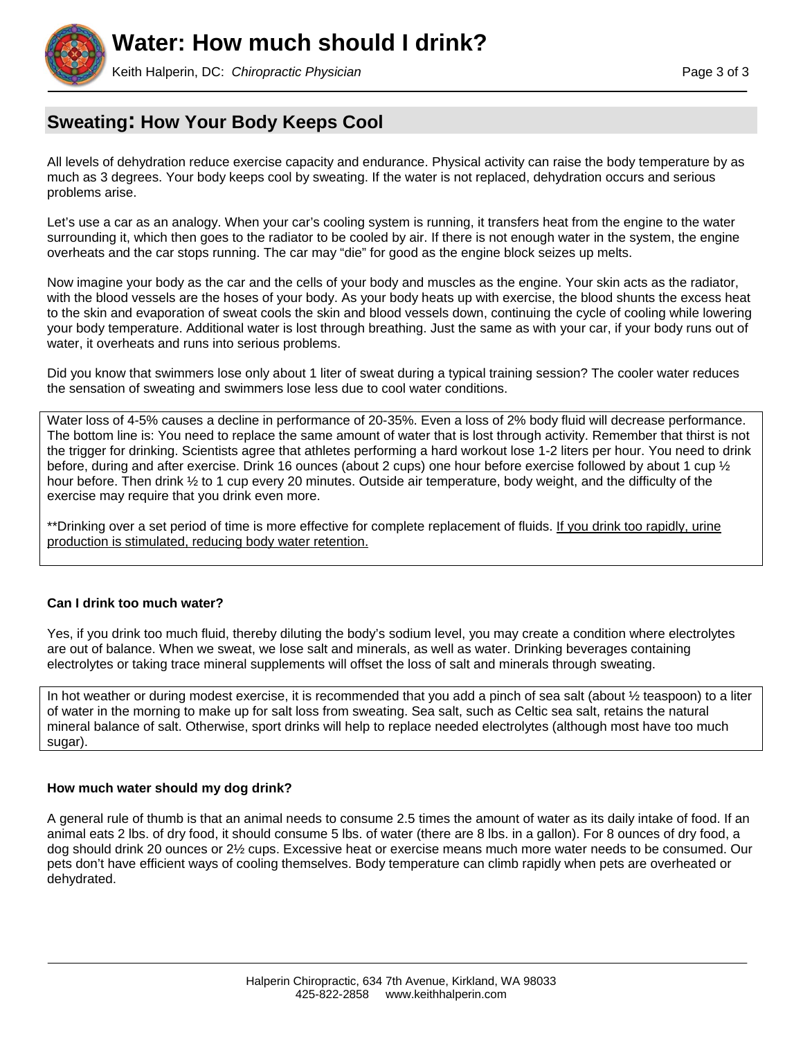## Sweating: How Your Body Keeps Cool

All levels of dehydration reduce exercise capacity and endurance. Physical activity can raise the body temperature by as much as 3 degrees. Your body keeps cool by sweating. If the water is not replaced, dehydration occurs and serious problems arise.

Let's use a car as an analogy. When your car's cooling system is running, it transfers heat from the engine to the water surrounding it, which then goes to the radiator to be cooled by air. If there is not enough water in the system, the engine overheats and the car stops running. The car may "die" for good as the engine block seizes up melts.

Now imagine your body as the car and the cells of your body and muscles as the engine. Your skin acts as the radiator, with the blood vessels are the hoses of your body. As your body heats up with exercise, the blood shunts the excess heat to the skin and evaporation of sweat cools the skin and blood vessels down, continuing the cycle of cooling while lowering your body temperature. Additional water is lost through breathing. Just the same as with your car, if your body runs out of water, it overheats and runs into serious problems.

Did you know that swimmers lose only about 1 liter of sweat during a typical training session? The cooler water reduces the sensation of sweating and swimmers lose less due to cool water conditions.

Water loss of 4-5% causes a decline in performance of 20-35%. Even a loss of 2% body fluid will decrease performance. The bottom line is: You need to replace the same amount of water that is lost through activity. Remember that thirst is not the trigger for drinking. Scientists agree that athletes performing a hard workout lose 1-2 liters per hour. You need to drink before, during and after exercise. Drink 16 ounces (about 2 cups) one hour before exercise followed by about 1 cup ½ hour before. Then drink ½ to 1 cup every 20 minutes. Outside air temperature, body weight, and the difficulty of the exercise may require that you drink even more.

**Drinking over a set period of time is more effective for complete replacement of fluids. <u>If you drink too rapidly, urine production is stimulated, reducing body water retention.</u>

**Can I drink too much water?**

Yes, if you drink too much fluid, thereby diluting the body's sodium level, you may create a condition where electrolytes are out of balance. When we sweat, we lose salt and minerals, as well as water. Drinking beverages containing electrolytes or taking trace mineral supplements will offset the loss of salt and minerals through sweating.

In hot weather or during modest exercise, it is recommended that you add a pinch of sea salt (about ½ teaspoon) to a liter of water in the morning to make up for salt loss from sweating. Sea salt, such as Celtic sea salt, retains the natural mineral balance of salt. Otherwise, sport drinks will help to replace needed electrolytes (although most have too much sugar).

**How much water should my dog drink?**

A general rule of thumb is that an animal needs to consume 2.5 times the amount of water as its daily intake of food. If an animal eats 2 lbs. of dry food, it should consume 5 lbs. of water (there are 8 lbs. in a gallon). For 8 ounces of dry food, a dog should drink 20 ounces or 2½ cups. Excessive heat or exercise means much more water needs to be consumed. Our pets don't have efficient ways of cooling themselves. Body temperature can climb rapidly when pets are overheated or dehydrated.